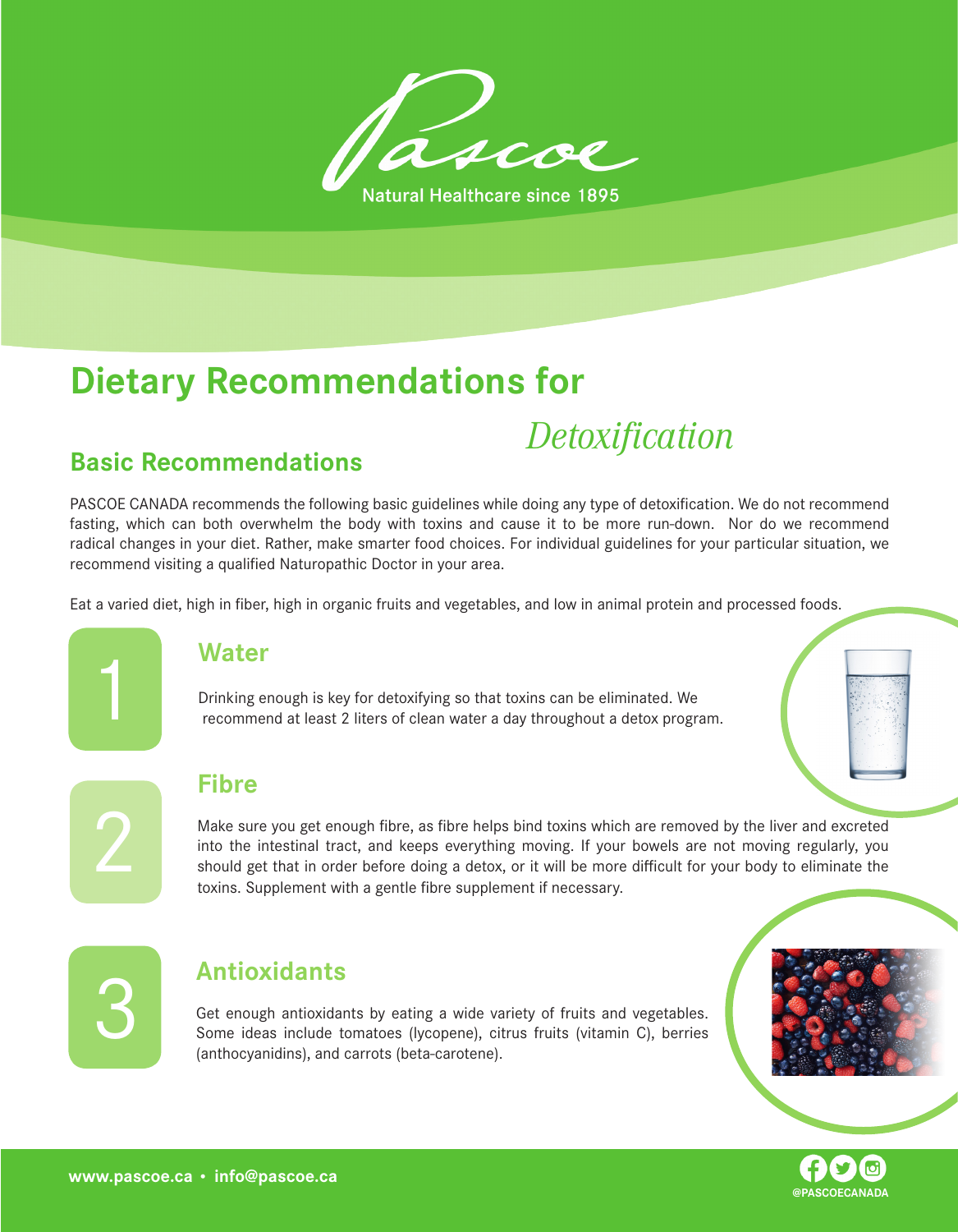Pascoe

Natural Healthcare since 1895

# Dietary Recommendations for *Detoxification*

## Basic Recommendations

PASCOE CANADA recommends the following basic guidelines while doing any type of detoxification. We do not recommend fasting, which can both overwhelm the body with toxins and cause it to be more run-down. Nor do we recommend radical changes in your diet. Rather, make smarter food choices. For individual guidelines for your particular situation, we recommend visiting a qualified Naturopathic Doctor in your area.

Eat a varied diet, high in fiber, high in organic fruits and vegetables, and low in animal protein and processed foods.

### 1 Water

Drinking enough is key for detoxifying so that toxins can be eliminated. We recommend at least 2 liters of clean water a day throughout a detox program.

### 2 Fibre

Make sure you get enough fibre, as fibre helps bind toxins which are removed by the liver and excreted into the intestinal tract, and keeps everything moving. If your bowels are not moving regularly, you should get that in order before doing a detox, or it will be more difficult for your body to eliminate the toxins. Supplement with a gentle fibre supplement if necessary.

### 3 Antioxidants

Get enough antioxidants by eating a wide variety of fruits and vegetables. Some ideas include tomatoes (lycopene), citrus fruits (vitamin C), berries (anthocyanidins), and carrots (beta-carotene).

**www.pascoe.ca • info@pascoe.ca**

@PASCOECANADA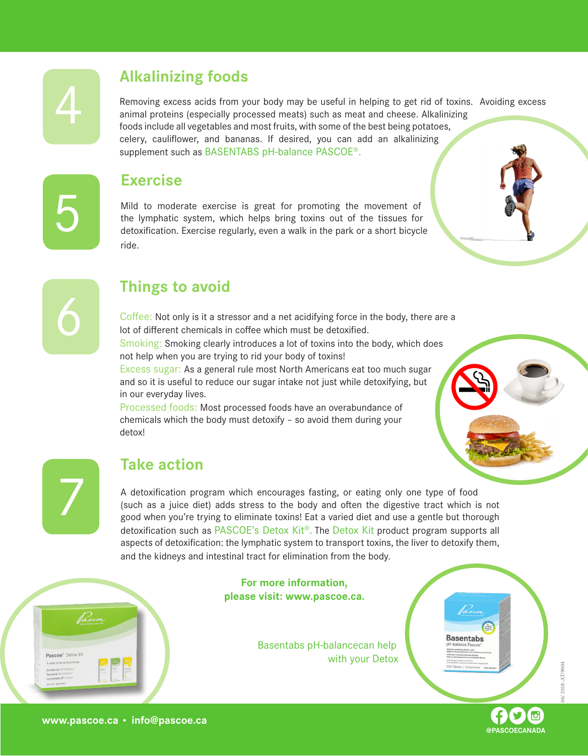## 4 Alkalinizing foods

Removing excess acids from your body may be useful in helping to get rid of toxins. Avoiding excess animal proteins (especially processed meats) such as meat and cheese. Alkalinizing foods include all vegetables and most fruits, with some of the best being potatoes, celery, cauliflower, and bananas. If desired, you can add an alkalinizing supplement such as BASENTABS pH-balance PASCOE®.

## 5 Exercise

Mild to moderate exercise is great for promoting the movement of the lymphatic system, which helps bring toxins out of the tissues for detoxification. Exercise regularly, even a walk in the park or a short bicycle ride.

## 6 Things to avoid

Coffee: Not only is it a stressor and a net acidifying force in the body, there are a lot of different chemicals in coffee which must be detoxified.
Smoking: Smoking clearly introduces a lot of toxins into the body, which does not help when you are trying to rid your body of toxins!
Excess sugar: As a general rule most North Americans eat too much sugar and so it is useful to reduce our sugar intake not just while detoxifying, but in our everyday lives.
Processed foods: Most processed foods have an overabundance of chemicals which the body must detoxify – so avoid them during your detox!

## 7 Take action

A detoxification program which encourages fasting, or eating only one type of food (such as a juice diet) adds stress to the body and often the digestive tract which is not good when you're trying to eliminate toxins! Eat a varied diet and use a gentle but thorough detoxification such as PASCOE's Detox Kit®. The Detox Kit product program supports all aspects of detoxification: the lymphatic system to transport toxins, the liver to detoxify them, and the kidneys and intestinal tract for elimination from the body.

**For more information, please visit: www.pascoe.ca.**

Basentabs pH-balancecan help with your Detox

06/ 2018-AT/9004

**www.pascoe.ca • info@pascoe.ca**

@PASCOECANADA